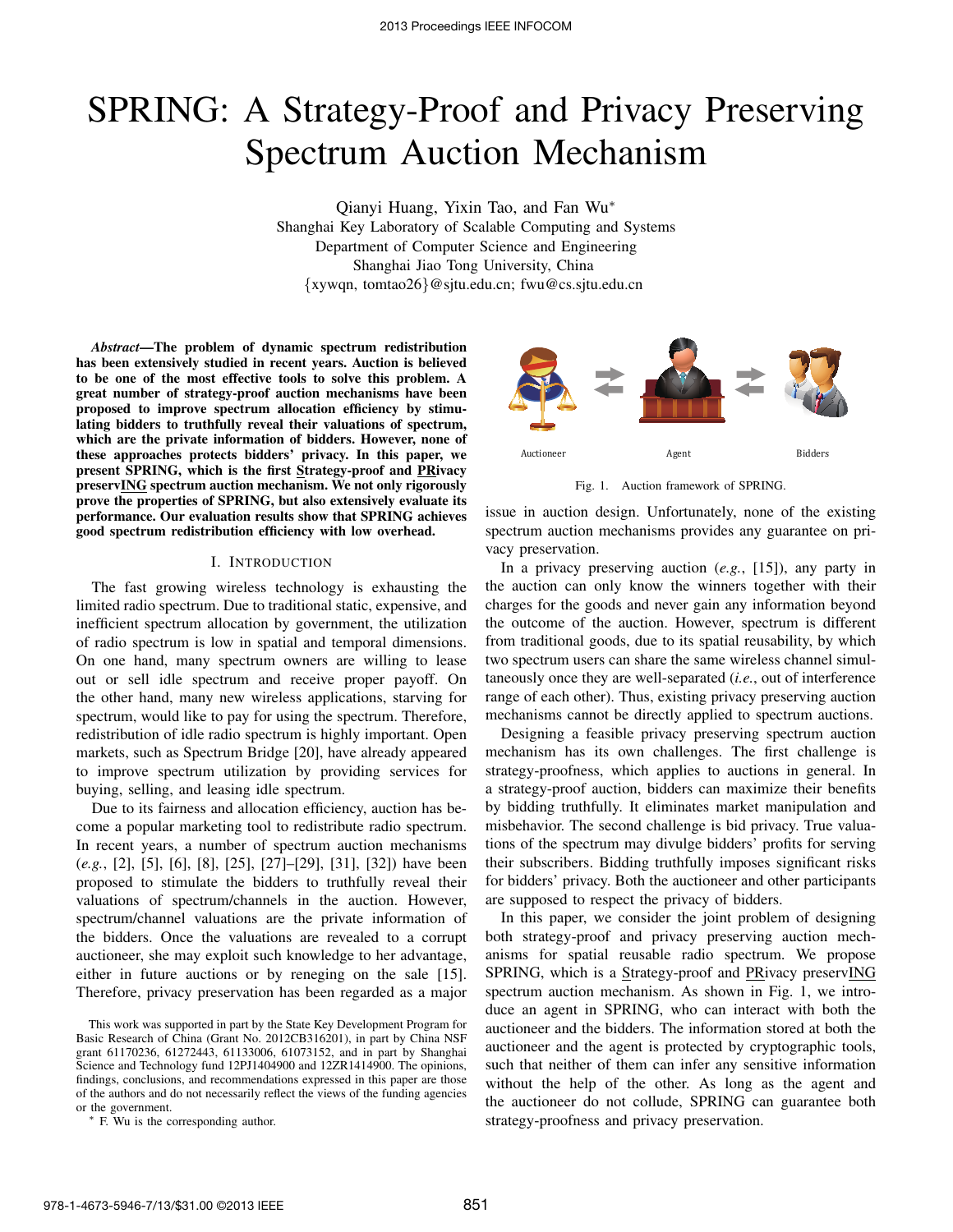# SPRING: A Strategy-Proof and Privacy Preserving Spectrum Auction Mechanism

Qianyi Huang, Yixin Tao, and Fan Wu*
Shanghai Key Laboratory of Scalable Computing and Systems
Department of Computer Science and Engineering
Shanghai Jiao Tong University, China
{xywqn, tomtao26}@sjtu.edu.cn; fwu@cs.sjtu.edu.cn

***Abstract*—The problem of dynamic spectrum redistribution has been extensively studied in recent years. Auction is believed to be one of the most effective tools to solve this problem. A great number of strategy-proof auction mechanisms have been proposed to improve spectrum allocation efficiency by stimulating bidders to truthfully reveal their valuations of spectrum, which are the private information of bidders. However, none of these approaches protects bidders' privacy. In this paper, we present SPRING, which is the first Strategy-proof and PRivacy preservING spectrum auction mechanism. We not only rigorously prove the properties of SPRING, but also extensively evaluate its performance. Our evaluation results show that SPRING achieves good spectrum redistribution efficiency with low overhead.**

## I. Introduction

The fast growing wireless technology is exhausting the limited radio spectrum. Due to traditional static, expensive, and inefficient spectrum allocation by government, the utilization of radio spectrum is low in spatial and temporal dimensions. On one hand, many spectrum owners are willing to lease out or sell idle spectrum and receive proper payoff. On the other hand, many new wireless applications, starving for spectrum, would like to pay for using the spectrum. Therefore, redistribution of idle radio spectrum is highly important. Open markets, such as Spectrum Bridge [20], have already appeared to improve spectrum utilization by providing services for buying, selling, and leasing idle spectrum.

Due to its fairness and allocation efficiency, auction has become a popular marketing tool to redistribute radio spectrum. In recent years, a number of spectrum auction mechanisms (*e.g.*, [2], [5], [6], [8], [25], [27]–[29], [31], [32]) have been proposed to stimulate the bidders to truthfully reveal their valuations of spectrum/channels in the auction. However, spectrum/channel valuations are the private information of the bidders. Once the valuations are revealed to a corrupt auctioneer, she may exploit such knowledge to her advantage, either in future auctions or by reneging on the sale [15]. Therefore, privacy preservation has been regarded as a major issue in auction design. Unfortunately, none of the existing spectrum auction mechanisms provides any guarantee on privacy preservation.

Auctioneer    Agent    Bidders

Fig. 1. Auction framework of SPRING.

In a privacy preserving auction (*e.g.*, [15]), any party in the auction can only know the winners together with their charges for the goods and never gain any information beyond the outcome of the auction. However, spectrum is different from traditional goods, due to its spatial reusability, by which two spectrum users can share the same wireless channel simultaneously once they are well-separated (*i.e.*, out of interference range of each other). Thus, existing privacy preserving auction mechanisms cannot be directly applied to spectrum auctions.

Designing a feasible privacy preserving spectrum auction mechanism has its own challenges. The first challenge is strategy-proofness, which applies to auctions in general. In a strategy-proof auction, bidders can maximize their benefits by bidding truthfully. It eliminates market manipulation and misbehavior. The second challenge is bid privacy. True valuations of the spectrum may divulge bidders' profits for serving their subscribers. Bidding truthfully imposes significant risks for bidders' privacy. Both the auctioneer and other participants are supposed to respect the privacy of bidders.

In this paper, we consider the joint problem of designing both strategy-proof and privacy preserving auction mechanisms for spatial reusable radio spectrum. We propose SPRING, which is a Strategy-proof and PRivacy preservING spectrum auction mechanism. As shown in Fig. 1, we introduce an agent in SPRING, who can interact with both the auctioneer and the bidders. The information stored at both the auctioneer and the agent is protected by cryptographic tools, such that neither of them can infer any sensitive information without the help of the other. As long as the agent and the auctioneer do not collude, SPRING can guarantee both strategy-proofness and privacy preservation.

This work was supported in part by the State Key Development Program for Basic Research of China (Grant No. 2012CB316201), in part by China NSF grant 61170236, 61272443, 61133006, 61073152, and in part by Shanghai Science and Technology fund 12PJ1404900 and 12ZR1414900. The opinions, findings, conclusions, and recommendations expressed in this paper are those of the authors and do not necessarily reflect the views of the funding agencies or the government.

* F. Wu is the corresponding author.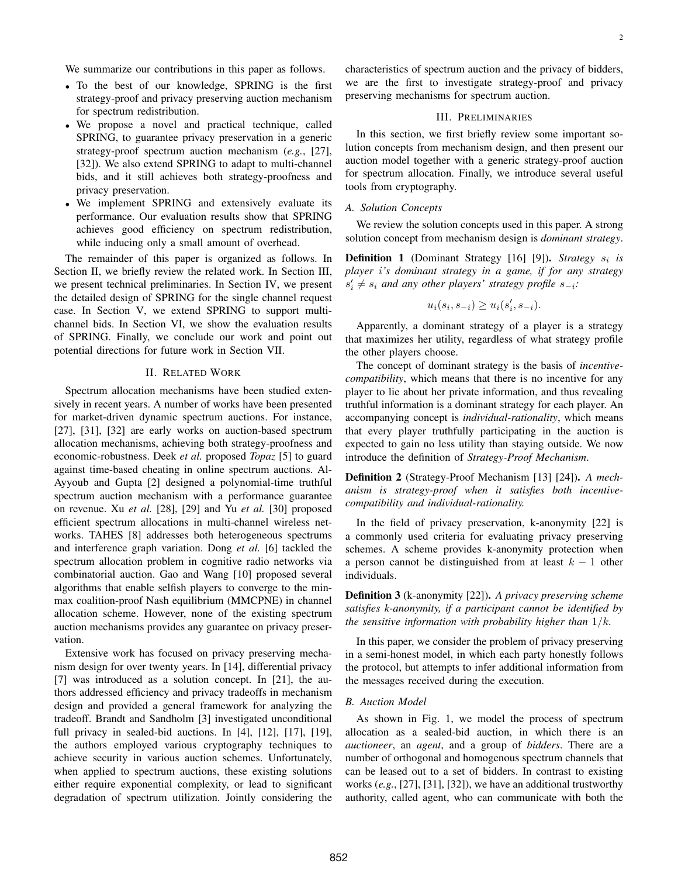We summarize our contributions in this paper as follows.

- To the best of our knowledge, SPRING is the first strategy-proof and privacy preserving auction mechanism for spectrum redistribution.
- We propose a novel and practical technique, called SPRING, to guarantee privacy preservation in a generic strategy-proof spectrum auction mechanism (*e.g.*, [27], [32]). We also extend SPRING to adapt to multi-channel bids, and it still achieves both strategy-proofness and privacy preservation.
- We implement SPRING and extensively evaluate its performance. Our evaluation results show that SPRING achieves good efficiency on spectrum redistribution, while inducing only a small amount of overhead.

The remainder of this paper is organized as follows. In Section II, we briefly review the related work. In Section III, we present technical preliminaries. In Section IV, we present the detailed design of SPRING for the single channel request case. In Section V, we extend SPRING to support multi-channel bids. In Section VI, we show the evaluation results of SPRING. Finally, we conclude our work and point out potential directions for future work in Section VII.

## II. Related Work

Spectrum allocation mechanisms have been studied extensively in recent years. A number of works have been presented for market-driven dynamic spectrum auctions. For instance, [27], [31], [32] are early works on auction-based spectrum allocation mechanisms, achieving both strategy-proofness and economic-robustness. Deek *et al.* proposed *Topaz* [5] to guard against time-based cheating in online spectrum auctions. Al-Ayyoub and Gupta [2] designed a polynomial-time truthful spectrum auction mechanism with a performance guarantee on revenue. Xu *et al.* [28], [29] and Yu *et al.* [30] proposed efficient spectrum allocations in multi-channel wireless networks. TAHES [8] addresses both heterogeneous spectrums and interference graph variation. Dong *et al.* [6] tackled the spectrum allocation problem in cognitive radio networks via combinatorial auction. Gao and Wang [10] proposed several algorithms that enable selfish players to converge to the min-max coalition-proof Nash equilibrium (MMCPNE) in channel allocation scheme. However, none of the existing spectrum auction mechanisms provides any guarantee on privacy preservation.

Extensive work has focused on privacy preserving mechanism design for over twenty years. In [14], differential privacy [7] was introduced as a solution concept. In [21], the authors addressed efficiency and privacy tradeoffs in mechanism design and provided a general framework for analyzing the tradeoff. Brandt and Sandholm [3] investigated unconditional full privacy in sealed-bid auctions. In [4], [12], [17], [19], the authors employed various cryptography techniques to achieve security in various auction schemes. Unfortunately, when applied to spectrum auctions, these existing solutions either require exponential complexity, or lead to significant degradation of spectrum utilization. Jointly considering the characteristics of spectrum auction and the privacy of bidders, we are the first to investigate strategy-proof and privacy preserving mechanisms for spectrum auction.

## III. Preliminaries

In this section, we first briefly review some important solution concepts from mechanism design, and then present our auction model together with a generic strategy-proof auction for spectrum allocation. Finally, we introduce several useful tools from cryptography.

### A. Solution Concepts

We review the solution concepts used in this paper. A strong solution concept from mechanism design is *dominant strategy*.

**Definition 1** (Dominant Strategy [16] [9])**.** *Strategy $s_i$ is player $i$'s dominant strategy in a game, if for any strategy $s_i' \neq s_i$ and any other players' strategy profile $s_{-i}$:*

$$u_i(s_i, s_{-i}) \geq u_i(s_i', s_{-i}).$$

Apparently, a dominant strategy of a player is a strategy that maximizes her utility, regardless of what strategy profile the other players choose.

The concept of dominant strategy is the basis of *incentive-compatibility*, which means that there is no incentive for any player to lie about her private information, and thus revealing truthful information is a dominant strategy for each player. An accompanying concept is *individual-rationality*, which means that every player truthfully participating in the auction is expected to gain no less utility than staying outside. We now introduce the definition of *Strategy-Proof Mechanism*.

**Definition 2** (Strategy-Proof Mechanism [13] [24])**.** *A mechanism is strategy-proof when it satisfies both incentive-compatibility and individual-rationality.*

In the field of privacy preservation, k-anonymity [22] is a commonly used criteria for evaluating privacy preserving schemes. A scheme provides k-anonymity protection when a person cannot be distinguished from at least $k-1$ other individuals.

**Definition 3** (k-anonymity [22])**.** *A privacy preserving scheme satisfies k-anonymity, if a participant cannot be identified by the sensitive information with probability higher than $1/k$.*

In this paper, we consider the problem of privacy preserving in a semi-honest model, in which each party honestly follows the protocol, but attempts to infer additional information from the messages received during the execution.

### B. Auction Model

As shown in Fig. 1, we model the process of spectrum allocation as a sealed-bid auction, in which there is an *auctioneer*, an *agent*, and a group of *bidders*. There are a number of orthogonal and homogenous spectrum channels that can be leased out to a set of bidders. In contrast to existing works (*e.g.*, [27], [31], [32]), we have an additional trustworthy authority, called agent, who can communicate with both the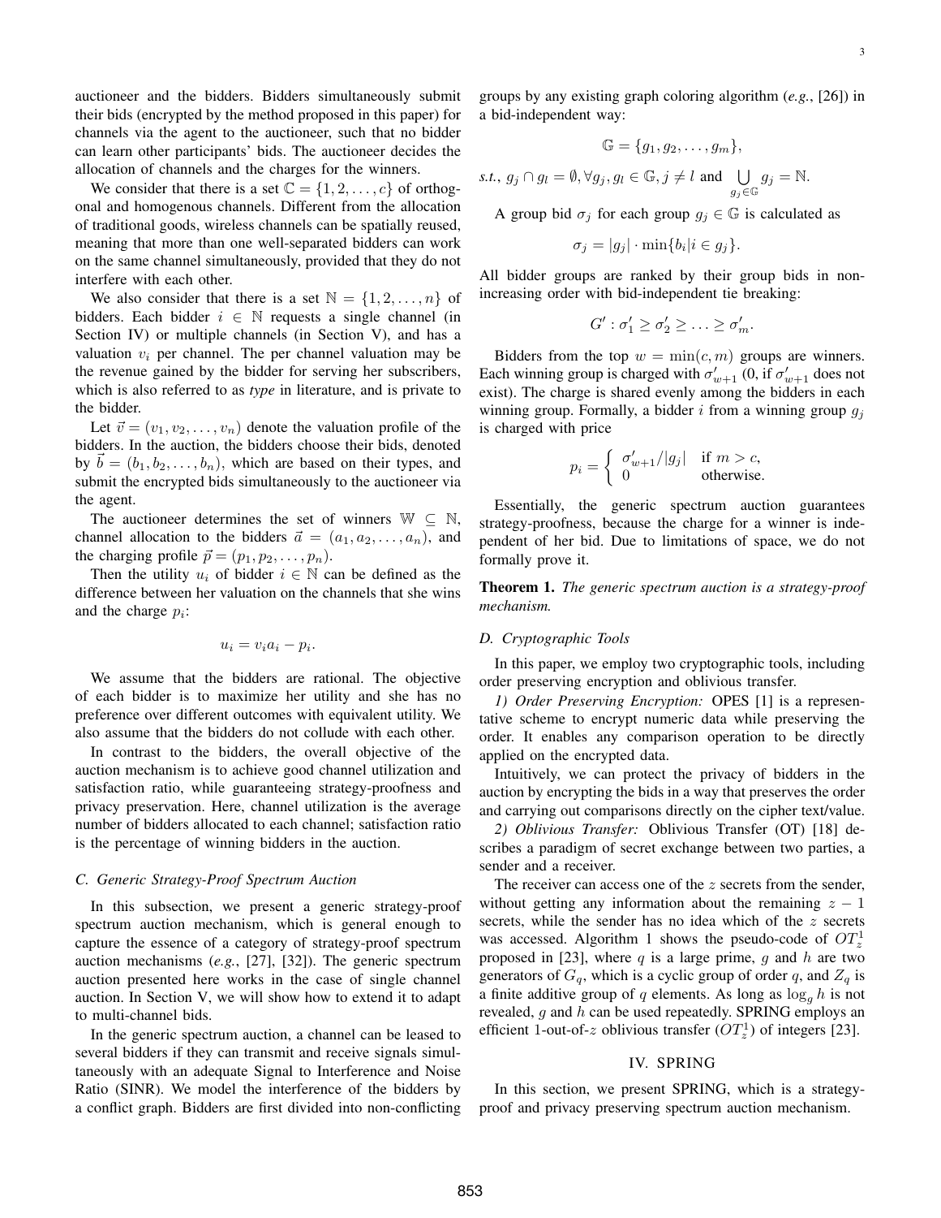auctioneer and the bidders. Bidders simultaneously submit their bids (encrypted by the method proposed in this paper) for channels via the agent to the auctioneer, such that no bidder can learn other participants' bids. The auctioneer decides the allocation of channels and the charges for the winners.

We consider that there is a set $\mathbb{C} = \{1, 2, \ldots, c\}$ of orthogonal and homogenous channels. Different from the allocation of traditional goods, wireless channels can be spatially reused, meaning that more than one well-separated bidders can work on the same channel simultaneously, provided that they do not interfere with each other.

We also consider that there is a set $\mathbb{N} = \{1, 2, \ldots, n\}$ of bidders. Each bidder $i \in \mathbb{N}$ requests a single channel (in Section IV) or multiple channels (in Section V), and has a valuation $v_i$ per channel. The per channel valuation may be the revenue gained by the bidder for serving her subscribers, which is also referred to as *type* in literature, and is private to the bidder.

Let $\vec{v} = (v_1, v_2, \ldots, v_n)$ denote the valuation profile of the bidders. In the auction, the bidders choose their bids, denoted by $\vec{b} = (b_1, b_2, \ldots, b_n)$, which are based on their types, and submit the encrypted bids simultaneously to the auctioneer via the agent.

The auctioneer determines the set of winners $\mathbb{W} \subseteq \mathbb{N}$, channel allocation to the bidders $\vec{a} = (a_1, a_2, \ldots, a_n)$, and the charging profile $\vec{p} = (p_1, p_2, \ldots, p_n)$.

Then the utility $u_i$ of bidder $i \in \mathbb{N}$ can be defined as the difference between her valuation on the channels that she wins and the charge $p_i$:

$$u_i = v_i a_i - p_i.$$

We assume that the bidders are rational. The objective of each bidder is to maximize her utility and she has no preference over different outcomes with equivalent utility. We also assume that the bidders do not collude with each other.

In contrast to the bidders, the overall objective of the auction mechanism is to achieve good channel utilization and satisfaction ratio, while guaranteeing strategy-proofness and privacy preservation. Here, channel utilization is the average number of bidders allocated to each channel; satisfaction ratio is the percentage of winning bidders in the auction.

### C. Generic Strategy-Proof Spectrum Auction

In this subsection, we present a generic strategy-proof spectrum auction mechanism, which is general enough to capture the essence of a category of strategy-proof spectrum auction mechanisms (*e.g.*, [27], [32]). The generic spectrum auction presented here works in the case of single channel auction. In Section V, we will show how to extend it to adapt to multi-channel bids.

In the generic spectrum auction, a channel can be leased to several bidders if they can transmit and receive signals simultaneously with an adequate Signal to Interference and Noise Ratio (SINR). We model the interference of the bidders by a conflict graph. Bidders are first divided into non-conflicting groups by any existing graph coloring algorithm (*e.g.*, [26]) in a bid-independent way:

$$\mathbb{G} = \{g_1, g_2, \ldots, g_m\},$$

$$s.t.,\ g_j \cap g_l = \emptyset, \forall g_j, g_l \in \mathbb{G}, j \neq l \text{ and } \bigcup_{g_j \in \mathbb{G}} g_j = \mathbb{N}.$$

A group bid $\sigma_j$ for each group $g_j \in \mathbb{G}$ is calculated as

$$\sigma_j = |g_j| \cdot \min\{b_i | i \in g_j\}.$$

All bidder groups are ranked by their group bids in non-increasing order with bid-independent tie breaking:

$$G' : \sigma'_1 \geq \sigma'_2 \geq \ldots \geq \sigma'_m.$$

Bidders from the top $w = \min(c, m)$ groups are winners. Each winning group is charged with $\sigma'_{w+1}$ (0, if $\sigma'_{w+1}$ does not exist). The charge is shared evenly among the bidders in each winning group. Formally, a bidder $i$ from a winning group $g_j$ is charged with price

$$p_i = \begin{cases} \sigma'_{w+1}/|g_j| & \text{if } m > c, \\ 0 & \text{otherwise.} \end{cases}$$

Essentially, the generic spectrum auction guarantees strategy-proofness, because the charge for a winner is independent of her bid. Due to limitations of space, we do not formally prove it.

**Theorem 1.** *The generic spectrum auction is a strategy-proof mechanism.*

### D. Cryptographic Tools

In this paper, we employ two cryptographic tools, including order preserving encryption and oblivious transfer.

*1) Order Preserving Encryption:* OPES [1] is a representative scheme to encrypt numeric data while preserving the order. It enables any comparison operation to be directly applied on the encrypted data.

Intuitively, we can protect the privacy of bidders in the auction by encrypting the bids in a way that preserves the order and carrying out comparisons directly on the cipher text/value.

*2) Oblivious Transfer:* Oblivious Transfer (OT) [18] describes a paradigm of secret exchange between two parties, a sender and a receiver.

The receiver can access one of the $z$ secrets from the sender, without getting any information about the remaining $z - 1$ secrets, while the sender has no idea which of the $z$ secrets was accessed. Algorithm 1 shows the pseudo-code of $OT_z^1$ proposed in [23], where $q$ is a large prime, $g$ and $h$ are two generators of $G_q$, which is a cyclic group of order $q$, and $Z_q$ is a finite additive group of $q$ elements. As long as $\log_g h$ is not revealed, $g$ and $h$ can be used repeatedly. SPRING employs an efficient 1-out-of-$z$ oblivious transfer ($OT_z^1$) of integers [23].

## IV. SPRING

In this section, we present SPRING, which is a strategy-proof and privacy preserving spectrum auction mechanism.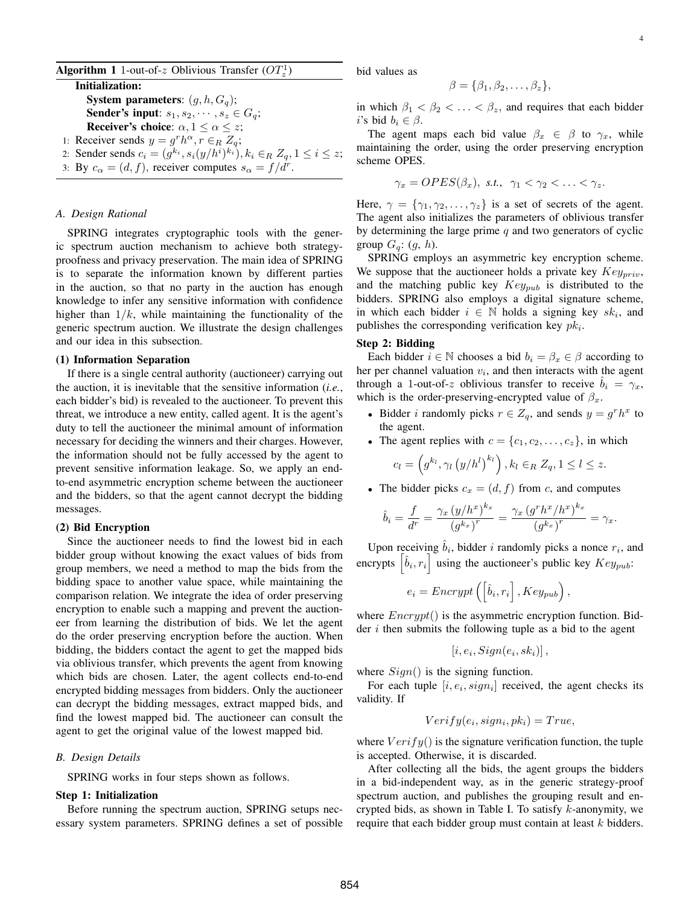**Algorithm 1** 1-out-of-$z$ Oblivious Transfer ($OT_z^1$)

**Initialization:**

**System parameters**: $(g, h, G_q)$;

**Sender's input**: $s_1, s_2, \cdots, s_z \in G_q$;

**Receiver's choice**: $\alpha, 1 \leq \alpha \leq z$;

1: Receiver sends $y = g^r h^\alpha, r \in_R Z_q$;

2: Sender sends $c_i = (g^{k_i}, s_i(y/h^i)^{k_i}), k_i \in_R Z_q, 1 \leq i \leq z$;

3: By $c_\alpha = (d, f)$, receiver computes $s_\alpha = f/d^r$.

### *A. Design Rational*

SPRING integrates cryptographic tools with the generic spectrum auction mechanism to achieve both strategy-proofness and privacy preservation. The main idea of SPRING is to separate the information known by different parties in the auction, so that no party in the auction has enough knowledge to infer any sensitive information with confidence higher than $1/k$, while maintaining the functionality of the generic spectrum auction. We illustrate the design challenges and our idea in this subsection.

**(1) Information Separation**

If there is a single central authority (auctioneer) carrying out the auction, it is inevitable that the sensitive information (*i.e.*, each bidder's bid) is revealed to the auctioneer. To prevent this threat, we introduce a new entity, called agent. It is the agent's duty to tell the auctioneer the minimal amount of information necessary for deciding the winners and their charges. However, the information should not be fully accessed by the agent to prevent sensitive information leakage. So, we apply an end-to-end asymmetric encryption scheme between the auctioneer and the bidders, so that the agent cannot decrypt the bidding messages.

**(2) Bid Encryption**

Since the auctioneer needs to find the lowest bid in each bidder group without knowing the exact values of bids from group members, we need a method to map the bids from the bidding space to another value space, while maintaining the comparison relation. We integrate the idea of order preserving encryption to enable such a mapping and prevent the auctioneer from learning the distribution of bids. We let the agent do the order preserving encryption before the auction. When bidding, the bidders contact the agent to get the mapped bids via oblivious transfer, which prevents the agent from knowing which bids are chosen. Later, the agent collects end-to-end encrypted bidding messages from bidders. Only the auctioneer can decrypt the bidding messages, extract mapped bids, and find the lowest mapped bid. The auctioneer can consult the agent to get the original value of the lowest mapped bid.

### *B. Design Details*

SPRING works in four steps shown as follows.

**Step 1: Initialization**

Before running the spectrum auction, SPRING setups necessary system parameters. SPRING defines a set of possible bid values as

$$\beta = \{\beta_1, \beta_2, \ldots, \beta_z\},$$

in which $\beta_1 < \beta_2 < \ldots < \beta_z$, and requires that each bidder $i$'s bid $b_i \in \beta$.

The agent maps each bid value $\beta_x \in \beta$ to $\gamma_x$, while maintaining the order, using the order preserving encryption scheme OPES.

$$\gamma_x = OPES(\beta_x), \text{ s.t., } \gamma_1 < \gamma_2 < \ldots < \gamma_z.$$

Here, $\gamma = \{\gamma_1, \gamma_2, \ldots, \gamma_z\}$ is a set of secrets of the agent. The agent also initializes the parameters of oblivious transfer by determining the large prime $q$ and two generators of cyclic group $G_q$: $(g, h)$.

SPRING employs an asymmetric key encryption scheme. We suppose that the auctioneer holds a private key $Key_{priv}$, and the matching public key $Key_{pub}$ is distributed to the bidders. SPRING also employs a digital signature scheme, in which each bidder $i \in \mathbb{N}$ holds a signing key $sk_i$, and publishes the corresponding verification key $pk_i$.

**Step 2: Bidding**

Each bidder $i \in \mathbb{N}$ chooses a bid $b_i = \beta_x \in \beta$ according to her per channel valuation $v_i$, and then interacts with the agent through a 1-out-of-$z$ oblivious transfer to receive $\hat{b}_i = \gamma_x$, which is the order-preserving-encrypted value of $\beta_x$.

- Bidder $i$ randomly picks $r \in Z_q$, and sends $y = g^r h^x$ to the agent.
- The agent replies with $c = \{c_1, c_2, \ldots, c_z\}$, in which

$$c_l = \left(g^{k_l}, \gamma_l \left(y/h^l\right)^{k_l}\right), k_l \in_R Z_q, 1 \leq l \leq z.$$

- The bidder picks $c_x = (d, f)$ from $c$, and computes

$$\hat{b}_i = \frac{f}{d^r} = \frac{\gamma_x \left(y/h^x\right)^{k_x}}{\left(g^{k_x}\right)^r} = \frac{\gamma_x \left(g^r h^x/h^x\right)^{k_x}}{\left(g^{k_x}\right)^r} = \gamma_x.$$

Upon receiving $\hat{b}_i$, bidder $i$ randomly picks a nonce $r_i$, and encrypts $\left[\hat{b}_i, r_i\right]$ using the auctioneer's public key $Key_{pub}$:

$$e_i = Encrypt\left(\left[\hat{b}_i, r_i\right], Key_{pub}\right),$$

where $Encrypt()$ is the asymmetric encryption function. Bidder $i$ then submits the following tuple as a bid to the agent

$$\left[i, e_i, Sign(e_i, sk_i)\right],$$

where $Sign()$ is the signing function.

For each tuple $[i, e_i, sign_i]$ received, the agent checks its validity. If

$$Verify(e_i, sign_i, pk_i) = True,$$

where $Verify()$ is the signature verification function, the tuple is accepted. Otherwise, it is discarded.

After collecting all the bids, the agent groups the bidders in a bid-independent way, as in the generic strategy-proof spectrum auction, and publishes the grouping result and encrypted bids, as shown in Table I. To satisfy $k$-anonymity, we require that each bidder group must contain at least $k$ bidders.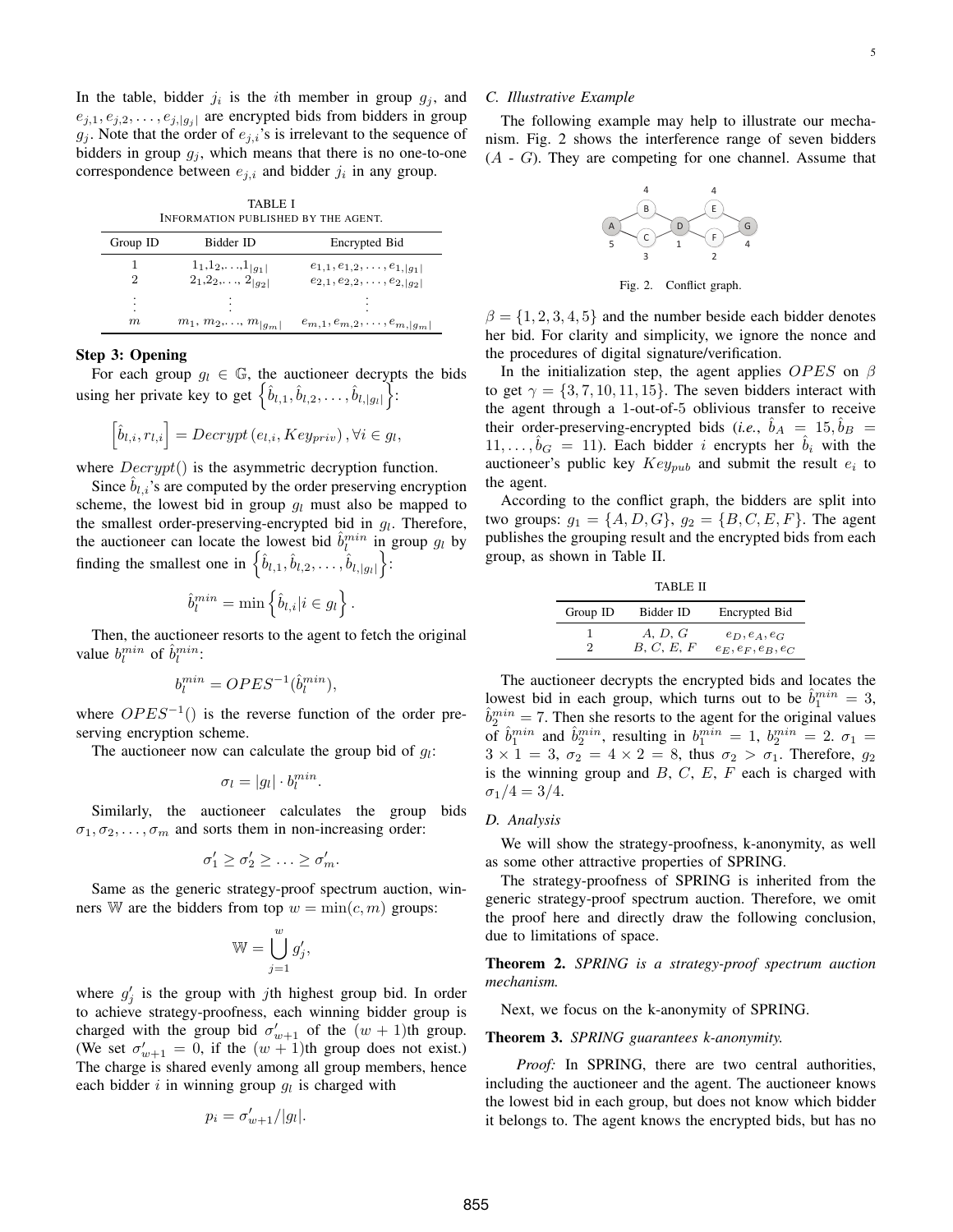In the table, bidder $j_i$ is the $i$th member in group $g_j$, and $e_{j,1}, e_{j,2}, \ldots, e_{j,|g_j|}$ are encrypted bids from bidders in group $g_j$. Note that the order of $e_{j,i}$'s is irrelevant to the sequence of bidders in group $g_j$, which means that there is no one-to-one correspondence between $e_{j,i}$ and bidder $j_i$ in any group.

TABLE I
INFORMATION PUBLISHED BY THE AGENT.

| Group ID | Bidder ID | Encrypted Bid |
|---|---|---|
| 1 | $1_1, 1_2, \ldots, 1_{\lvert g_1 \rvert}$ | $e_{1,1}, e_{1,2}, \ldots, e_{1,\lvert g_1 \rvert}$ |
| 2 | $2_1, 2_2, \ldots, 2_{\lvert g_2 \rvert}$ | $e_{2,1}, e_{2,2}, \ldots, e_{2,\lvert g_2 \rvert}$ |
| $\vdots$ | $\vdots$ | $\vdots$ |
| $m$ | $m_1, m_2, \ldots, m_{\lvert g_m \rvert}$ | $e_{m,1}, e_{m,2}, \ldots, e_{m,\lvert g_m \rvert}$ |

**Step 3: Opening**

For each group $g_l \in \mathbb{G}$, the auctioneer decrypts the bids using her private key to get $\left\{\hat{b}_{l,1}, \hat{b}_{l,2}, \ldots, \hat{b}_{l,|g_l|}\right\}$:

$$\left[\hat{b}_{l,i}, r_{l,i}\right] = Decrypt\left(e_{l,i}, Key_{priv}\right), \forall i \in g_l,$$

where $Decrypt()$ is the asymmetric decryption function.

Since $\hat{b}_{l,i}$'s are computed by the order preserving encryption scheme, the lowest bid in group $g_l$ must also be mapped to the smallest order-preserving-encrypted bid in $g_l$. Therefore, the auctioneer can locate the lowest bid $\hat{b}_l^{min}$ in group $g_l$ by finding the smallest one in $\left\{\hat{b}_{l,1}, \hat{b}_{l,2}, \ldots, \hat{b}_{l,|g_l|}\right\}$:

$$\hat{b}_l^{min} = \min\left\{\hat{b}_{l,i} | i \in g_l\right\}.$$

Then, the auctioneer resorts to the agent to fetch the original value $b_l^{min}$ of $\hat{b}_l^{min}$:

$$b_l^{min} = OPES^{-1}(\hat{b}_l^{min}),$$

where $OPES^{-1}()$ is the reverse function of the order preserving encryption scheme.

The auctioneer now can calculate the group bid of $g_l$:

$$\sigma_l = |g_l| \cdot b_l^{min}.$$

Similarly, the auctioneer calculates the group bids $\sigma_1, \sigma_2, \ldots, \sigma_m$ and sorts them in non-increasing order:

$$\sigma'_1 \geq \sigma'_2 \geq \ldots \geq \sigma'_m.$$

Same as the generic strategy-proof spectrum auction, winners $\mathbb{W}$ are the bidders from top $w = \min(c, m)$ groups:

$$\mathbb{W} = \bigcup_{j=1}^{w} g'_j,$$

where $g'_j$ is the group with $j$th highest group bid. In order to achieve strategy-proofness, each winning bidder group is charged with the group bid $\sigma'_{w+1}$ of the $(w+1)$th group. (We set $\sigma'_{w+1} = 0$, if the $(w+1)$th group does not exist.) The charge is shared evenly among all group members, hence each bidder $i$ in winning group $g_l$ is charged with

$$p_i = \sigma'_{w+1}/|g_l|.$$

### C. Illustrative Example

The following example may help to illustrate our mechanism. Fig. 2 shows the interference range of seven bidders ($A$ - $G$). They are competing for one channel. Assume that

4
B
4
E
A
D
G
5
C
1
F
4
3
2

Fig. 2. Conflict graph.

$\beta = \{1, 2, 3, 4, 5\}$ and the number beside each bidder denotes her bid. For clarity and simplicity, we ignore the nonce and the procedures of digital signature/verification.

In the initialization step, the agent applies $OPES$ on $\beta$ to get $\gamma = \{3, 7, 10, 11, 15\}$. The seven bidders interact with the agent through a 1-out-of-5 oblivious transfer to receive their order-preserving-encrypted bids (*i.e.*, $\hat{b}_A = 15, \hat{b}_B = 11, \ldots, \hat{b}_G = 11$). Each bidder $i$ encrypts her $\hat{b}_i$ with the auctioneer's public key $Key_{pub}$ and submit the result $e_i$ to the agent.

According to the conflict graph, the bidders are split into two groups: $g_1 = \{A, D, G\}$, $g_2 = \{B, C, E, F\}$. The agent publishes the grouping result and the encrypted bids from each group, as shown in Table II.

TABLE II

| Group ID | Bidder ID | Encrypted Bid |
|---|---|---|
| 1 | $A, D, G$ | $e_D, e_A, e_G$ |
| 2 | $B, C, E, F$ | $e_E, e_F, e_B, e_C$ |

The auctioneer decrypts the encrypted bids and locates the lowest bid in each group, which turns out to be $\hat{b}_1^{min} = 3$, $\hat{b}_2^{min} = 7$. Then she resorts to the agent for the original values of $\hat{b}_1^{min}$ and $\hat{b}_2^{min}$, resulting in $b_1^{min} = 1$, $b_2^{min} = 2$. $\sigma_1 = 3 \times 1 = 3$, $\sigma_2 = 4 \times 2 = 8$, thus $\sigma_2 > \sigma_1$. Therefore, $g_2$ is the winning group and $B$, $C$, $E$, $F$ each is charged with $\sigma_1/4 = 3/4$.

### D. Analysis

We will show the strategy-proofness, k-anonymity, as well as some other attractive properties of SPRING.

The strategy-proofness of SPRING is inherited from the generic strategy-proof spectrum auction. Therefore, we omit the proof here and directly draw the following conclusion, due to limitations of space.

**Theorem 2.** *SPRING is a strategy-proof spectrum auction mechanism.*

Next, we focus on the k-anonymity of SPRING.

**Theorem 3.** *SPRING guarantees k-anonymity.*

*Proof:* In SPRING, there are two central authorities, including the auctioneer and the agent. The auctioneer knows the lowest bid in each group, but does not know which bidder it belongs to. The agent knows the encrypted bids, but has no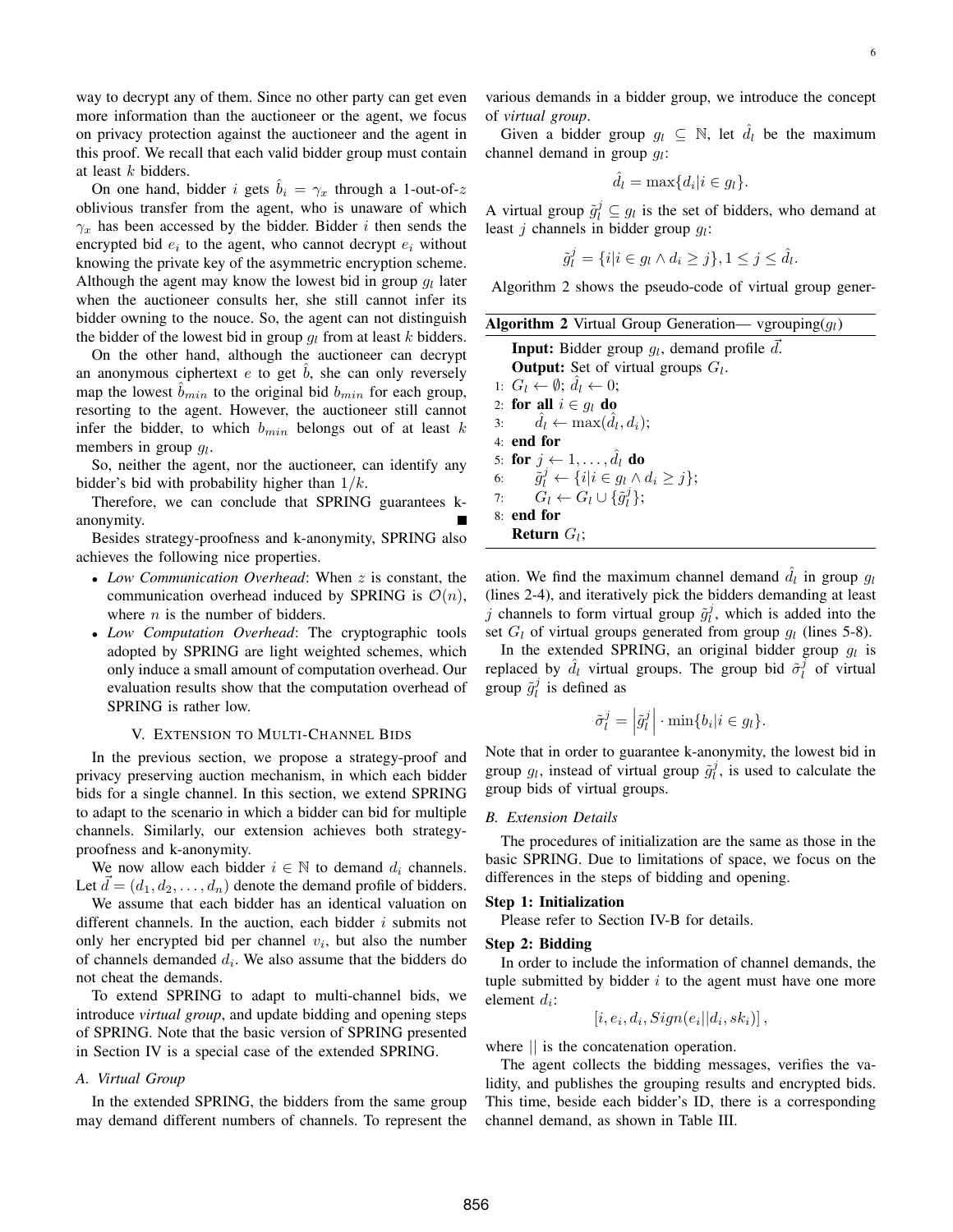way to decrypt any of them. Since no other party can get even more information than the auctioneer or the agent, we focus on privacy protection against the auctioneer and the agent in this proof. We recall that each valid bidder group must contain at least $k$ bidders.

On one hand, bidder $i$ gets $\hat{b}_i = \gamma_x$ through a 1-out-of-$z$ oblivious transfer from the agent, who is unaware of which $\gamma_x$ has been accessed by the bidder. Bidder $i$ then sends the encrypted bid $e_i$ to the agent, who cannot decrypt $e_i$ without knowing the private key of the asymmetric encryption scheme. Although the agent may know the lowest bid in group $g_l$ later when the auctioneer consults her, she still cannot infer its bidder owning to the nouce. So, the agent can not distinguish the bidder of the lowest bid in group $g_l$ from at least $k$ bidders.

On the other hand, although the auctioneer can decrypt an anonymous ciphertext $e$ to get $\hat{b}$, she can only reversely map the lowest $\hat{b}_{min}$ to the original bid $b_{min}$ for each group, resorting to the agent. However, the auctioneer still cannot infer the bidder, to which $b_{min}$ belongs out of at least $k$ members in group $g_l$.

So, neither the agent, nor the auctioneer, can identify any bidder's bid with probability higher than $1/k$.

Therefore, we can conclude that SPRING guarantees k-anonymity. ∎

Besides strategy-proofness and k-anonymity, SPRING also achieves the following nice properties.

- *Low Communication Overhead*: When $z$ is constant, the communication overhead induced by SPRING is $\mathcal{O}(n)$, where $n$ is the number of bidders.
- *Low Computation Overhead*: The cryptographic tools adopted by SPRING are light weighted schemes, which only induce a small amount of computation overhead. Our evaluation results show that the computation overhead of SPRING is rather low.

## V. Extension to Multi-Channel Bids

In the previous section, we propose a strategy-proof and privacy preserving auction mechanism, in which each bidder bids for a single channel. In this section, we extend SPRING to adapt to the scenario in which a bidder can bid for multiple channels. Similarly, our extension achieves both strategy-proofness and k-anonymity.

We now allow each bidder $i \in \mathbb{N}$ to demand $d_i$ channels. Let $\vec{d} = (d_1, d_2, \ldots, d_n)$ denote the demand profile of bidders. We assume that each bidder has an identical valuation on different channels. In the auction, each bidder $i$ submits not only her encrypted bid per channel $v_i$, but also the number of channels demanded $d_i$. We also assume that the bidders do not cheat the demands.

To extend SPRING to adapt to multi-channel bids, we introduce *virtual group*, and update bidding and opening steps of SPRING. Note that the basic version of SPRING presented in Section IV is a special case of the extended SPRING.

### A. Virtual Group

In the extended SPRING, the bidders from the same group may demand different numbers of channels. To represent the various demands in a bidder group, we introduce the concept of *virtual group*.

Given a bidder group $g_l \subseteq \mathbb{N}$, let $\hat{d}_l$ be the maximum channel demand in group $g_l$:

$$\hat{d}_l = \max\{d_i | i \in g_l\}.$$

A virtual group $\tilde{g}_l^j \subseteq g_l$ is the set of bidders, who demand at least $j$ channels in bidder group $g_l$:

$$\tilde{g}_l^j = \{i | i \in g_l \wedge d_i \geq j\}, 1 \leq j \leq \hat{d}_l.$$

Algorithm 2 shows the pseudo-code of virtual group generation.

**Algorithm 2** Virtual Group Generation— vgrouping($g_l$)

```
    Input: Bidder group g_l, demand profile d⃗.
    Output: Set of virtual groups G_l.
1:  G_l ← ∅; d̂_l ← 0;
2:  for all i ∈ g_l do
3:      d̂_l ← max(d̂_l, d_i);
4:  end for
5:  for j ← 1, ..., d̂_l do
6:      g̃_l^j ← {i | i ∈ g_l ∧ d_i ≥ j};
7:      G_l ← G_l ∪ {g̃_l^j};
8:  end for
    Return G_l;
```

We find the maximum channel demand $\hat{d}_l$ in group $g_l$ (lines 2-4), and iteratively pick the bidders demanding at least $j$ channels to form virtual group $\tilde{g}_l^j$, which is added into the set $G_l$ of virtual groups generated from group $g_l$ (lines 5-8).

In the extended SPRING, an original bidder group $g_l$ is replaced by $\hat{d}_l$ virtual groups. The group bid $\tilde{\sigma}_l^j$ of virtual group $\tilde{g}_l^j$ is defined as

$$\tilde{\sigma}_l^j = \left|\tilde{g}_l^j\right| \cdot \min\{b_i | i \in g_l\}.$$

Note that in order to guarantee k-anonymity, the lowest bid in group $g_l$, instead of virtual group $\tilde{g}_l^j$, is used to calculate the group bids of virtual groups.

### B. Extension Details

The procedures of initialization are the same as those in the basic SPRING. Due to limitations of space, we focus on the differences in the steps of bidding and opening.

**Step 1: Initialization**

Please refer to Section IV-B for details.

**Step 2: Bidding**

In order to include the information of channel demands, the tuple submitted by bidder $i$ to the agent must have one more element $d_i$:

$$[i, e_i, d_i, Sign(e_i||d_i, sk_i)],$$

where $||$ is the concatenation operation.

The agent collects the bidding messages, verifies the validity, and publishes the grouping results and encrypted bids. This time, beside each bidder's ID, there is a corresponding channel demand, as shown in Table III.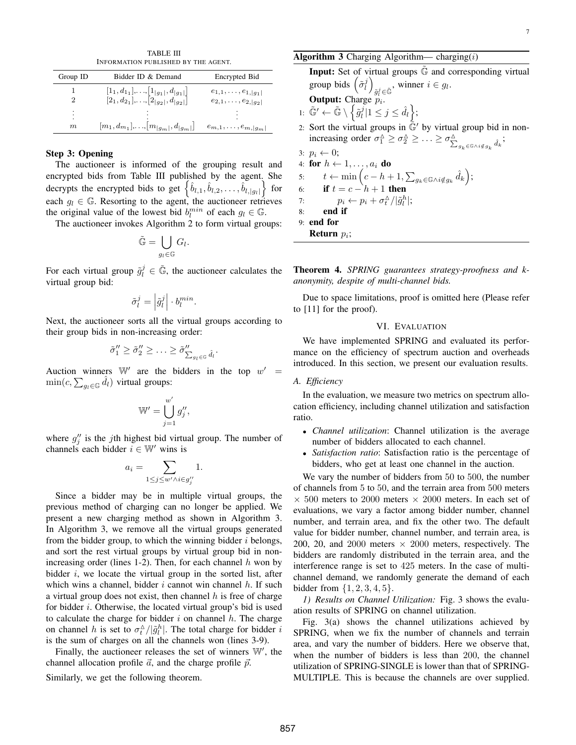TABLE III
INFORMATION PUBLISHED BY THE AGENT.

| Group ID | Bidder ID & Demand | Encrypted Bid |
|---|---|---|
| 1 | $[1_1, d_{1_1}], \ldots, [1_{\lvert g_1 \rvert}, d_{\lvert g_1 \rvert}]$ | $e_{1,1}, \ldots, e_{1,\lvert g_1 \rvert}$ |
| 2 | $[2_1, d_{2_1}], \ldots, [2_{\lvert g_2 \rvert}, d_{\lvert g_2 \rvert}]$ | $e_{2,1}, \ldots, e_{2,\lvert g_2 \rvert}$ |
| $\vdots$ | $\vdots$ | $\vdots$ |
| $m$ | $[m_1, d_{m_1}], \ldots, [m_{\lvert g_m \rvert}, d_{\lvert g_m \rvert}]$ | $e_{m,1}, \ldots, e_{m,\lvert g_m \rvert}$ |

**Step 3: Opening**

The auctioneer is informed of the grouping result and encrypted bids from Table III published by the agent. She decrypts the encrypted bids to get $\left\{\hat{b}_{l,1}, \hat{b}_{l,2}, \ldots, \hat{b}_{l,|g_l|}\right\}$ for each $g_l \in \mathbb{G}$. Resorting to the agent, the auctioneer retrieves the original value of the lowest bid $b_l^{min}$ of each $g_l \in \mathbb{G}$.

The auctioneer invokes Algorithm 2 to form virtual groups:

$$\tilde{\mathbb{G}} = \bigcup_{g_l \in \mathbb{G}} G_l.$$

For each virtual group $\tilde{g}_l^j \in \tilde{\mathbb{G}}$, the auctioneer calculates the virtual group bid:

$$\tilde{\sigma}_l^j = \left|\tilde{g}_l^j\right| \cdot b_l^{min}.$$

Next, the auctioneer sorts all the virtual groups according to their group bids in non-increasing order:

$$\tilde{\sigma}_1'' \geq \tilde{\sigma}_2'' \geq \ldots \geq \tilde{\sigma}_{\sum_{g_l \in \mathbb{G}} \hat{d}_l}''.$$

Auction winners $\mathbb{W}'$ are the bidders in the top $w' = \min(c, \sum_{g_l \in \mathbb{G}} \hat{d}_l)$ virtual groups:

$$\mathbb{W}' = \bigcup_{j=1}^{w'} g_j'',$$

where $g_j''$ is the $j$th highest bid virtual group. The number of channels each bidder $i \in \mathbb{W}'$ wins is

$$a_i = \sum_{1 \leq j \leq w' \wedge i \in g_j''} 1.$$

Since a bidder may be in multiple virtual groups, the previous method of charging can no longer be applied. We present a new charging method as shown in Algorithm 3. In Algorithm 3, we remove all the virtual groups generated from the bidder group, to which the winning bidder $i$ belongs, and sort the rest virtual groups by virtual group bid in non-increasing order (lines 1-2). Then, for each channel $h$ won by bidder $i$, we locate the virtual group in the sorted list, after which wins a channel, bidder $i$ cannot win channel $h$. If such a virtual group does not exist, then channel $h$ is free of charge for bidder $i$. Otherwise, the located virtual group's bid is used to calculate the charge for bidder $i$ on channel $h$. The charge on channel $h$ is set to $\sigma_t^{\triangle}/|\tilde{g}_l^h|$. The total charge for bidder $i$ is the sum of charges on all the channels won (lines 3-9).

Finally, the auctioneer releases the set of winners $\mathbb{W}'$, the channel allocation profile $\vec{a}$, and the charge profile $\vec{p}$.

Similarly, we get the following theorem.

**Algorithm 3** Charging Algorithm— charging($i$)

**Input:** Set of virtual groups $\tilde{\mathbb{G}}$ and corresponding virtual group bids $\left(\tilde{\sigma}_l^j\right)_{\tilde{g}_l^j \in \tilde{\mathbb{G}}}$, winner $i \in g_l$.
**Output:** Charge $p_i$.
1: $\tilde{\mathbb{G}}' \leftarrow \tilde{\mathbb{G}} \setminus \left\{\tilde{g}_l^j | 1 \leq j \leq \hat{d}_l\right\}$;
2: Sort the virtual groups in $\tilde{\mathbb{G}}'$ by virtual group bid in non-increasing order $\sigma_1^{\triangle} \geq \sigma_2^{\triangle} \geq \ldots \geq \sigma_{\sum_{g_k \in \mathbb{G} \wedge i \notin g_k} \hat{d}_k}^{\triangle}$;
3: $p_i \leftarrow 0$;
4: **for** $h \leftarrow 1, \ldots, a_i$ **do**
5: $\quad t \leftarrow \min\left(c - h + 1, \sum_{g_k \in \mathbb{G} \wedge i \notin g_k} \hat{d}_k\right)$;
6: $\quad$**if** $t = c - h + 1$ **then**
7: $\quad\quad p_i \leftarrow p_i + \sigma_t^{\triangle}/|\tilde{g}_l^h|$;
8: $\quad$**end if**
9: **end for**
**Return** $p_i$;

**Theorem 4.** *SPRING guarantees strategy-proofness and k-anonymity, despite of multi-channel bids.*

Due to space limitations, proof is omitted here (Please refer to [11] for the proof).

## VI. Evaluation

We have implemented SPRING and evaluated its performance on the efficiency of spectrum auction and overheads introduced. In this section, we present our evaluation results.

### A. Efficiency

In the evaluation, we measure two metrics on spectrum allocation efficiency, including channel utilization and satisfaction ratio.

- *Channel utilization*: Channel utilization is the average number of bidders allocated to each channel.
- *Satisfaction ratio*: Satisfaction ratio is the percentage of bidders, who get at least one channel in the auction.

We vary the number of bidders from 50 to 500, the number of channels from 5 to 50, and the terrain area from 500 meters $\times$ 500 meters to 2000 meters $\times$ 2000 meters. In each set of evaluations, we vary a factor among bidder number, channel number, and terrain area, and fix the other two. The default value for bidder number, channel number, and terrain area, is 200, 20, and 2000 meters $\times$ 2000 meters, respectively. The bidders are randomly distributed in the terrain area, and the interference range is set to 425 meters. In the case of multi-channel demand, we randomly generate the demand of each bidder from $\{1, 2, 3, 4, 5\}$.

*1) Results on Channel Utilization:* Fig. 3 shows the evaluation results of SPRING on channel utilization.

Fig. 3(a) shows the channel utilizations achieved by SPRING, when we fix the number of channels and terrain area, and vary the number of bidders. Here we observe that, when the number of bidders is less than 200, the channel utilization of SPRING-SINGLE is lower than that of SPRING-MULTIPLE. This is because the channels are over supplied.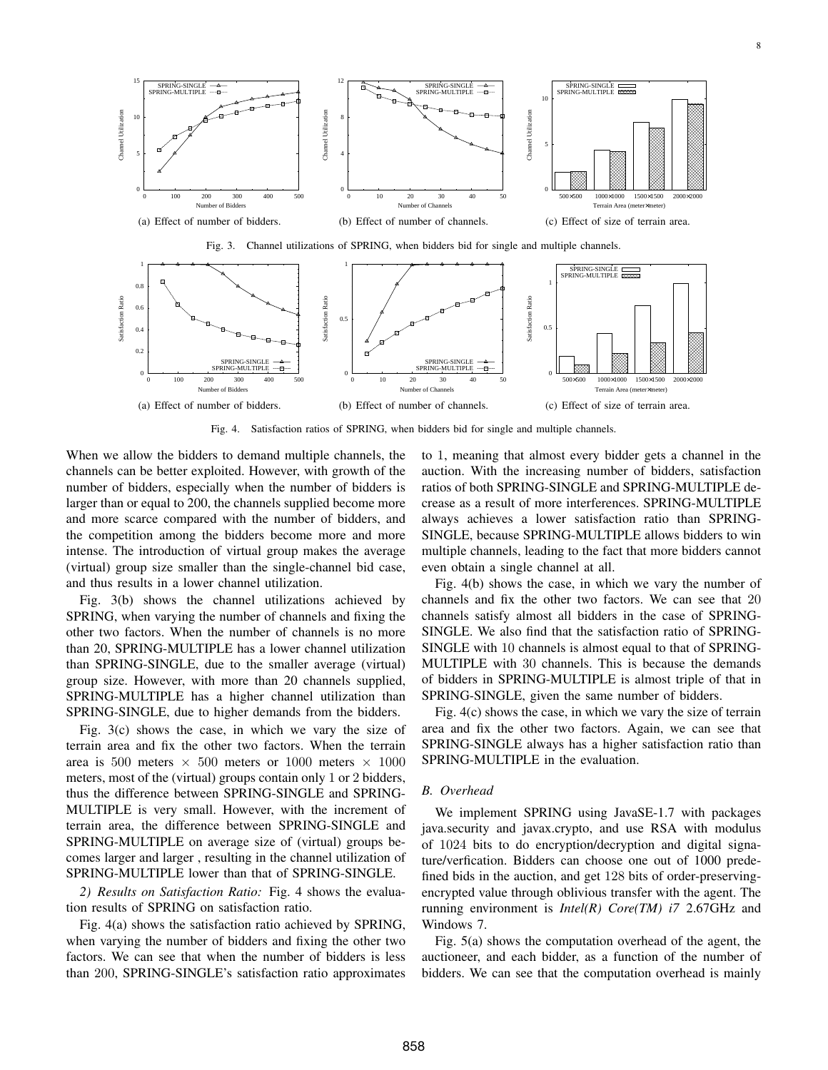15
SPRING-SINGLE
SPRING-MULTIPLE
Channel Utilization
10
5
0
0 100 200 300 400 500
Number of Bidders

(a) Effect of number of bidders.

12
SPRING-SINGLE
SPRING-MULTIPLE
Channel Utilization
8
4
0
0 10 20 30 40 50
Number of Channels

(b) Effect of number of channels.

SPRING-SINGLE
SPRING-MULTIPLE
Channel Utilization
10
5
0
500×500 1000×1000 1500×1500 2000×2000
Terrain Area (meter×meter)

(c) Effect of size of terrain area.

Fig. 3. Channel utilizations of SPRING, when bidders bid for single and multiple channels.

1
0.8
0.6
0.4
0.2
0
Satisfaction Ratio
SPRING-SINGLE
SPRING-MULTIPLE
0 100 200 300 400 500
Number of Bidders

(a) Effect of number of bidders.

1
0.5
0
Satisfaction Ratio
SPRING-SINGLE
SPRING-MULTIPLE
0 10 20 30 40 50
Number of Channels

(b) Effect of number of channels.

SPRING-SINGLE
SPRING-MULTIPLE
1
0.5
0
Satisfaction Ratio
500×500 1000×1000 1500×1500 2000×2000
Terrain Area (meter×meter)

(c) Effect of size of terrain area.

Fig. 4. Satisfaction ratios of SPRING, when bidders bid for single and multiple channels.

When we allow the bidders to demand multiple channels, the channels can be better exploited. However, with growth of the number of bidders, especially when the number of bidders is larger than or equal to 200, the channels supplied become more and more scarce compared with the number of bidders, and the competition among the bidders become more and more intense. The introduction of virtual group makes the average (virtual) group size smaller than the single-channel bid case, and thus results in a lower channel utilization.

Fig. 3(b) shows the channel utilizations achieved by SPRING, when varying the number of channels and fixing the other two factors. When the number of channels is no more than 20, SPRING-MULTIPLE has a lower channel utilization than SPRING-SINGLE, due to the smaller average (virtual) group size. However, with more than 20 channels supplied, SPRING-MULTIPLE has a higher channel utilization than SPRING-SINGLE, due to higher demands from the bidders.

Fig. 3(c) shows the case, in which we vary the size of terrain area and fix the other two factors. When the terrain area is 500 meters $\times$ 500 meters or 1000 meters $\times$ 1000 meters, most of the (virtual) groups contain only 1 or 2 bidders, thus the difference between SPRING-SINGLE and SPRING-MULTIPLE is very small. However, with the increment of terrain area, the difference between SPRING-SINGLE and SPRING-MULTIPLE on average size of (virtual) groups becomes larger and larger , resulting in the channel utilization of SPRING-MULTIPLE lower than that of SPRING-SINGLE.

*2) Results on Satisfaction Ratio:* Fig. 4 shows the evaluation results of SPRING on satisfaction ratio.

Fig. 4(a) shows the satisfaction ratio achieved by SPRING, when varying the number of bidders and fixing the other two factors. We can see that when the number of bidders is less than 200, SPRING-SINGLE's satisfaction ratio approximates to 1, meaning that almost every bidder gets a channel in the auction. With the increasing number of bidders, satisfaction ratios of both SPRING-SINGLE and SPRING-MULTIPLE decrease as a result of more interferences. SPRING-MULTIPLE always achieves a lower satisfaction ratio than SPRING-SINGLE, because SPRING-MULTIPLE allows bidders to win multiple channels, leading to the fact that more bidders cannot even obtain a single channel at all.

Fig. 4(b) shows the case, in which we vary the number of channels and fix the other two factors. We can see that 20 channels satisfy almost all bidders in the case of SPRING-SINGLE. We also find that the satisfaction ratio of SPRING-SINGLE with 10 channels is almost equal to that of SPRING-MULTIPLE with 30 channels. This is because the demands of bidders in SPRING-MULTIPLE is almost triple of that in SPRING-SINGLE, given the same number of bidders.

Fig. 4(c) shows the case, in which we vary the size of terrain area and fix the other two factors. Again, we can see that SPRING-SINGLE always has a higher satisfaction ratio than SPRING-MULTIPLE in the evaluation.

### *B. Overhead*

We implement SPRING using JavaSE-1.7 with packages java.security and javax.crypto, and use RSA with modulus of 1024 bits to do encryption/decryption and digital signature/verfication. Bidders can choose one out of 1000 predefined bids in the auction, and get 128 bits of order-preserving-encrypted value through oblivious transfer with the agent. The running environment is *Intel(R) Core(TM) i7* 2.67GHz and Windows 7.

Fig. 5(a) shows the computation overhead of the agent, the auctioneer, and each bidder, as a function of the number of bidders. We can see that the computation overhead is mainly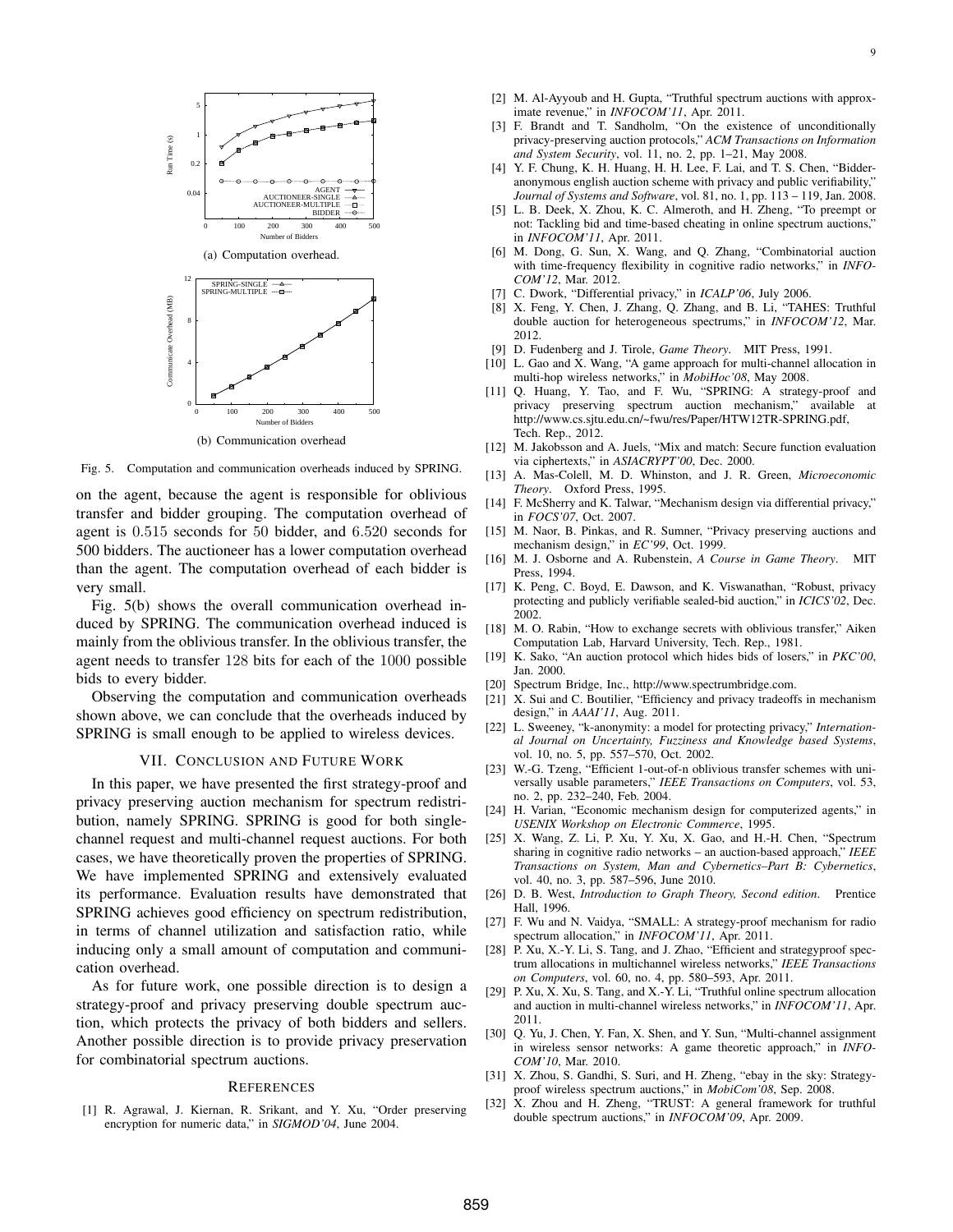5
1
0.2
0.04
Run Time (s)
AGENT
AUCTIONEER-SINGLE
AUCTIONEER-MULTIPLE
BIDDER
0 100 200 300 400 500
Number of Bidders

(a) Computation overhead.

12
8
4
0
Communicate Overhead (MB)
SPRING-SINGLE
SPRING-MULTIPLE
0 100 200 300 400 500
Number of Bidders

(b) Communication overhead

Fig. 5. Computation and communication overheads induced by SPRING.

on the agent, because the agent is responsible for oblivious transfer and bidder grouping. The computation overhead of agent is $0.515$ seconds for $50$ bidder, and $6.520$ seconds for $500$ bidders. The auctioneer has a lower computation overhead than the agent. The computation overhead of each bidder is very small.

Fig. 5(b) shows the overall communication overhead induced by SPRING. The communication overhead induced is mainly from the oblivious transfer. In the oblivious transfer, the agent needs to transfer $128$ bits for each of the $1000$ possible bids to every bidder.

Observing the computation and communication overheads shown above, we can conclude that the overheads induced by SPRING is small enough to be applied to wireless devices.

## VII. Conclusion and Future Work

In this paper, we have presented the first strategy-proof and privacy preserving auction mechanism for spectrum redistribution, namely SPRING. SPRING is good for both single-channel request and multi-channel request auctions. For both cases, we have theoretically proven the properties of SPRING. We have implemented SPRING and extensively evaluated its performance. Evaluation results have demonstrated that SPRING achieves good efficiency on spectrum redistribution, in terms of channel utilization and satisfaction ratio, while inducing only a small amount of computation and communication overhead.

As for future work, one possible direction is to design a strategy-proof and privacy preserving double spectrum auction, which protects the privacy of both bidders and sellers. Another possible direction is to provide privacy preservation for combinatorial spectrum auctions.

## References

[1] R. Agrawal, J. Kiernan, R. Srikant, and Y. Xu, "Order preserving encryption for numeric data," in *SIGMOD'04*, June 2004.

[2] M. Al-Ayyoub and H. Gupta, "Truthful spectrum auctions with approximate revenue," in *INFOCOM'11*, Apr. 2011.

[3] F. Brandt and T. Sandholm, "On the existence of unconditionally privacy-preserving auction protocols," *ACM Transactions on Information and System Security*, vol. 11, no. 2, pp. 1–21, May 2008.

[4] Y. F. Chung, K. H. Huang, H. H. Lee, F. Lai, and T. S. Chen, "Bidder-anonymous english auction scheme with privacy and public verifiability," *Journal of Systems and Software*, vol. 81, no. 1, pp. 113 – 119, Jan. 2008.

[5] L. B. Deek, X. Zhou, K. C. Almeroth, and H. Zheng, "To preempt or not: Tackling bid and time-based cheating in online spectrum auctions," in *INFOCOM'11*, Apr. 2011.

[6] M. Dong, G. Sun, X. Wang, and Q. Zhang, "Combinatorial auction with time-frequency flexibility in cognitive radio networks," in *INFOCOM'12*, Mar. 2012.

[7] C. Dwork, "Differential privacy," in *ICALP'06*, July 2006.

[8] X. Feng, Y. Chen, J. Zhang, Q. Zhang, and B. Li, "TAHES: Truthful double auction for heterogeneous spectrums," in *INFOCOM'12*, Mar. 2012.

[9] D. Fudenberg and J. Tirole, *Game Theory*. MIT Press, 1991.

[10] L. Gao and X. Wang, "A game approach for multi-channel allocation in multi-hop wireless networks," in *MobiHoc'08*, May 2008.

[11] Q. Huang, Y. Tao, and F. Wu, "SPRING: A strategy-proof and privacy preserving spectrum auction mechanism," available at http://www.cs.sjtu.edu.cn/~fwu/res/Paper/HTW12TR-SPRING.pdf, Tech. Rep., 2012.

[12] M. Jakobsson and A. Juels, "Mix and match: Secure function evaluation via ciphertexts," in *ASIACRYPT'00*, Dec. 2000.

[13] A. Mas-Colell, M. D. Whinston, and J. R. Green, *Microeconomic Theory*. Oxford Press, 1995.

[14] F. McSherry and K. Talwar, "Mechanism design via differential privacy," in *FOCS'07*, Oct. 2007.

[15] M. Naor, B. Pinkas, and R. Sumner, "Privacy preserving auctions and mechanism design," in *EC'99*, Oct. 1999.

[16] M. J. Osborne and A. Rubenstein, *A Course in Game Theory*. MIT Press, 1994.

[17] K. Peng, C. Boyd, E. Dawson, and K. Viswanathan, "Robust, privacy protecting and publicly verifiable sealed-bid auction," in *ICICS'02*, Dec. 2002.

[18] M. O. Rabin, "How to exchange secrets with oblivious transfer," Aiken Computation Lab, Harvard University, Tech. Rep., 1981.

[19] K. Sako, "An auction protocol which hides bids of losers," in *PKC'00*, Jan. 2000.

[20] Spectrum Bridge, Inc., http://www.spectrumbridge.com.

[21] X. Sui and C. Boutilier, "Efficiency and privacy tradeoffs in mechanism design," in *AAAI'11*, Aug. 2011.

[22] L. Sweeney, "k-anonymity: a model for protecting privacy," *International Journal on Uncertainty, Fuzziness and Knowledge based Systems*, vol. 10, no. 5, pp. 557–570, Oct. 2002.

[23] W.-G. Tzeng, "Efficient 1-out-of-n oblivious transfer schemes with universally usable parameters," *IEEE Transactions on Computers*, vol. 53, no. 2, pp. 232–240, Feb. 2004.

[24] H. Varian, "Economic mechanism design for computerized agents," in *USENIX Workshop on Electronic Commerce*, 1995.

[25] X. Wang, Z. Li, P. Xu, Y. Xu, X. Gao, and H.-H. Chen, "Spectrum sharing in cognitive radio networks – an auction-based approach," *IEEE Transactions on System, Man and Cybernetics–Part B: Cybernetics*, vol. 40, no. 3, pp. 587–596, June 2010.

[26] D. B. West, *Introduction to Graph Theory, Second edition*. Prentice Hall, 1996.

[27] F. Wu and N. Vaidya, "SMALL: A strategy-proof mechanism for radio spectrum allocation," in *INFOCOM'11*, Apr. 2011.

[28] P. Xu, X.-Y. Li, S. Tang, and J. Zhao, "Efficient and strategyproof spectrum allocations in multichannel wireless networks," *IEEE Transactions on Computers*, vol. 60, no. 4, pp. 580–593, Apr. 2011.

[29] P. Xu, X. Xu, S. Tang, and X.-Y. Li, "Truthful online spectrum allocation and auction in multi-channel wireless networks," in *INFOCOM'11*, Apr. 2011.

[30] Q. Yu, J. Chen, Y. Fan, X. Shen, and Y. Sun, "Multi-channel assignment in wireless sensor networks: A game theoretic approach," in *INFOCOM'10*, Mar. 2010.

[31] X. Zhou, S. Gandhi, S. Suri, and H. Zheng, "ebay in the sky: Strategy-proof wireless spectrum auctions," in *MobiCom'08*, Sep. 2008.

[32] X. Zhou and H. Zheng, "TRUST: A general framework for truthful double spectrum auctions," in *INFOCOM'09*, Apr. 2009.